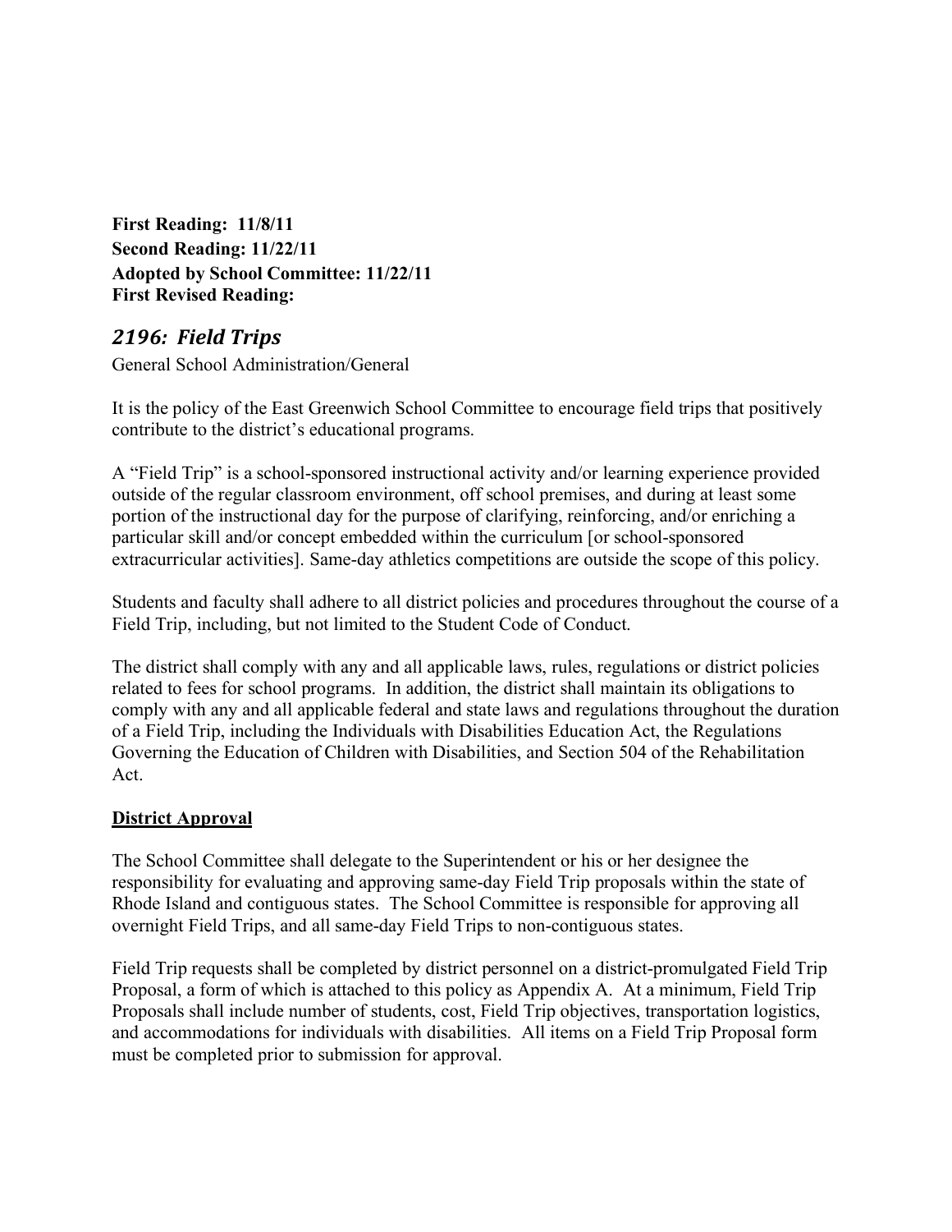**First Reading: 11/8/11**
**Second Reading: 11/22/11**
**Adopted by School Committee: 11/22/11**
**First Revised Reading:**

## *2196: Field Trips*

General School Administration/General

It is the policy of the East Greenwich School Committee to encourage field trips that positively contribute to the district's educational programs.

A "Field Trip" is a school-sponsored instructional activity and/or learning experience provided outside of the regular classroom environment, off school premises, and during at least some portion of the instructional day for the purpose of clarifying, reinforcing, and/or enriching a particular skill and/or concept embedded within the curriculum [or school-sponsored extracurricular activities]. Same-day athletics competitions are outside the scope of this policy.

Students and faculty shall adhere to all district policies and procedures throughout the course of a Field Trip, including, but not limited to the Student Code of Conduct.

The district shall comply with any and all applicable laws, rules, regulations or district policies related to fees for school programs. In addition, the district shall maintain its obligations to comply with any and all applicable federal and state laws and regulations throughout the duration of a Field Trip, including the Individuals with Disabilities Education Act, the Regulations Governing the Education of Children with Disabilities, and Section 504 of the Rehabilitation Act.

### District Approval

The School Committee shall delegate to the Superintendent or his or her designee the responsibility for evaluating and approving same-day Field Trip proposals within the state of Rhode Island and contiguous states. The School Committee is responsible for approving all overnight Field Trips, and all same-day Field Trips to non-contiguous states.

Field Trip requests shall be completed by district personnel on a district-promulgated Field Trip Proposal, a form of which is attached to this policy as Appendix A. At a minimum, Field Trip Proposals shall include number of students, cost, Field Trip objectives, transportation logistics, and accommodations for individuals with disabilities. All items on a Field Trip Proposal form must be completed prior to submission for approval.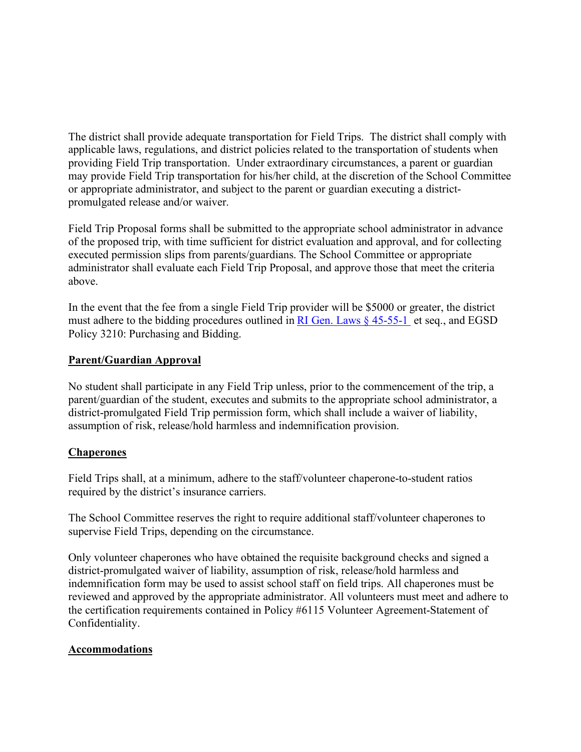The district shall provide adequate transportation for Field Trips. The district shall comply with applicable laws, regulations, and district policies related to the transportation of students when providing Field Trip transportation. Under extraordinary circumstances, a parent or guardian may provide Field Trip transportation for his/her child, at the discretion of the School Committee or appropriate administrator, and subject to the parent or guardian executing a district-promulgated release and/or waiver.

Field Trip Proposal forms shall be submitted to the appropriate school administrator in advance of the proposed trip, with time sufficient for district evaluation and approval, and for collecting executed permission slips from parents/guardians. The School Committee or appropriate administrator shall evaluate each Field Trip Proposal, and approve those that meet the criteria above.

In the event that the fee from a single Field Trip provider will be $5000 or greater, the district must adhere to the bidding procedures outlined in RI Gen. Laws § 45-55-1 et seq., and EGSD Policy 3210: Purchasing and Bidding.

## Parent/Guardian Approval

No student shall participate in any Field Trip unless, prior to the commencement of the trip, a parent/guardian of the student, executes and submits to the appropriate school administrator, a district-promulgated Field Trip permission form, which shall include a waiver of liability, assumption of risk, release/hold harmless and indemnification provision.

## Chaperones

Field Trips shall, at a minimum, adhere to the staff/volunteer chaperone-to-student ratios required by the district's insurance carriers.

The School Committee reserves the right to require additional staff/volunteer chaperones to supervise Field Trips, depending on the circumstance.

Only volunteer chaperones who have obtained the requisite background checks and signed a district-promulgated waiver of liability, assumption of risk, release/hold harmless and indemnification form may be used to assist school staff on field trips. All chaperones must be reviewed and approved by the appropriate administrator. All volunteers must meet and adhere to the certification requirements contained in Policy #6115 Volunteer Agreement-Statement of Confidentiality.

## Accommodations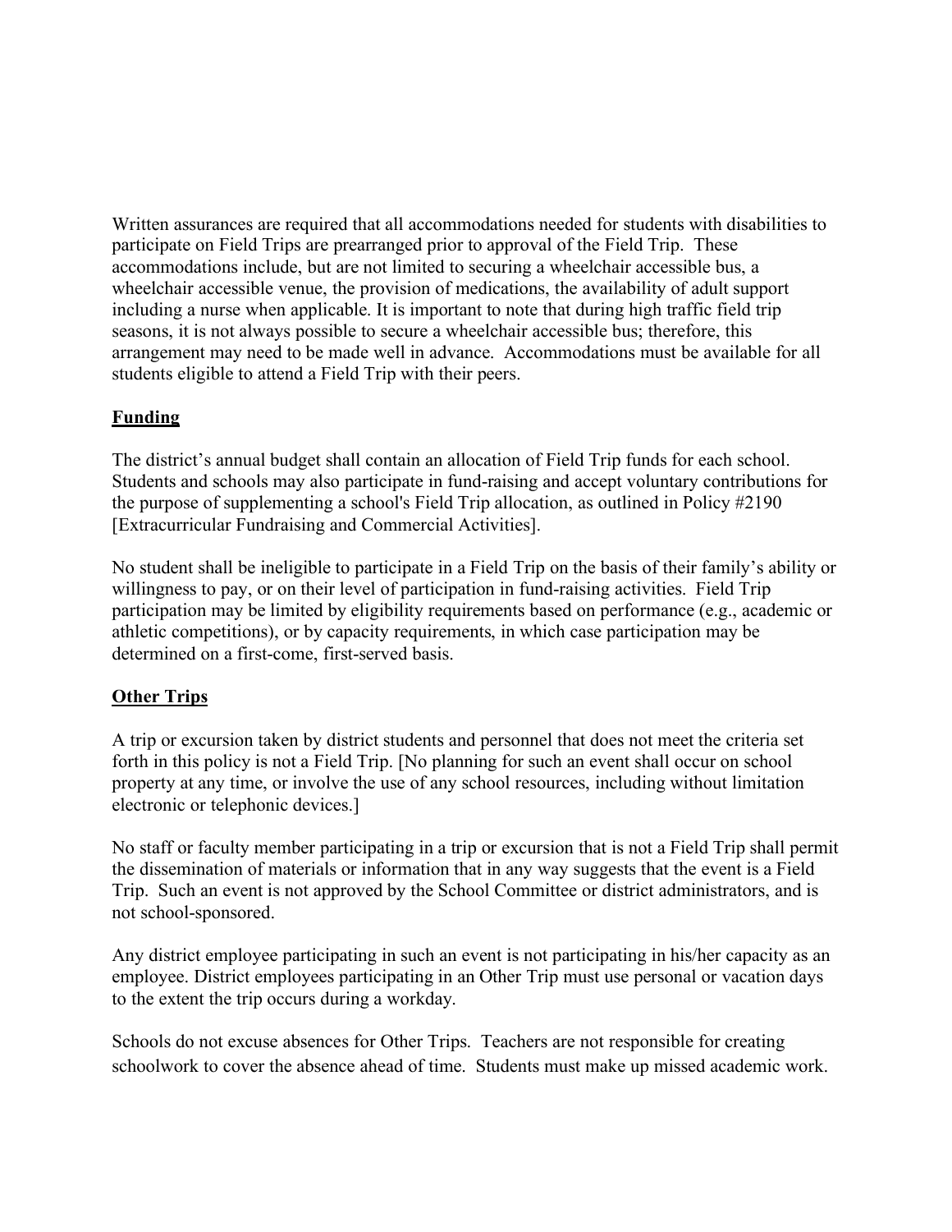Written assurances are required that all accommodations needed for students with disabilities to participate on Field Trips are prearranged prior to approval of the Field Trip. These accommodations include, but are not limited to securing a wheelchair accessible bus, a wheelchair accessible venue, the provision of medications, the availability of adult support including a nurse when applicable. It is important to note that during high traffic field trip seasons, it is not always possible to secure a wheelchair accessible bus; therefore, this arrangement may need to be made well in advance. Accommodations must be available for all students eligible to attend a Field Trip with their peers.

## Funding

The district's annual budget shall contain an allocation of Field Trip funds for each school. Students and schools may also participate in fund-raising and accept voluntary contributions for the purpose of supplementing a school's Field Trip allocation, as outlined in Policy #2190 [Extracurricular Fundraising and Commercial Activities].

No student shall be ineligible to participate in a Field Trip on the basis of their family's ability or willingness to pay, or on their level of participation in fund-raising activities. Field Trip participation may be limited by eligibility requirements based on performance (e.g., academic or athletic competitions), or by capacity requirements, in which case participation may be determined on a first-come, first-served basis.

## Other Trips

A trip or excursion taken by district students and personnel that does not meet the criteria set forth in this policy is not a Field Trip. [No planning for such an event shall occur on school property at any time, or involve the use of any school resources, including without limitation electronic or telephonic devices.]

No staff or faculty member participating in a trip or excursion that is not a Field Trip shall permit the dissemination of materials or information that in any way suggests that the event is a Field Trip. Such an event is not approved by the School Committee or district administrators, and is not school-sponsored.

Any district employee participating in such an event is not participating in his/her capacity as an employee. District employees participating in an Other Trip must use personal or vacation days to the extent the trip occurs during a workday.

Schools do not excuse absences for Other Trips. Teachers are not responsible for creating schoolwork to cover the absence ahead of time. Students must make up missed academic work.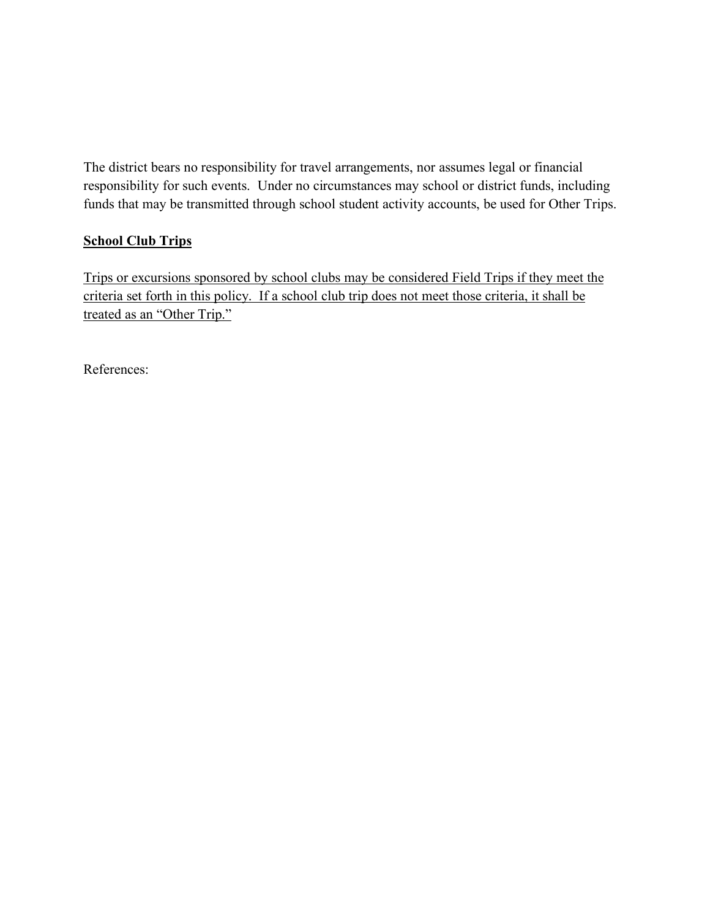The district bears no responsibility for travel arrangements, nor assumes legal or financial responsibility for such events.  Under no circumstances may school or district funds, including funds that may be transmitted through school student activity accounts, be used for Other Trips.

<u>**School Club Trips**</u>

<u>Trips or excursions sponsored by school clubs may be considered Field Trips if they meet the criteria set forth in this policy.  If a school club trip does not meet those criteria, it shall be treated as an "Other Trip."</u>

References: